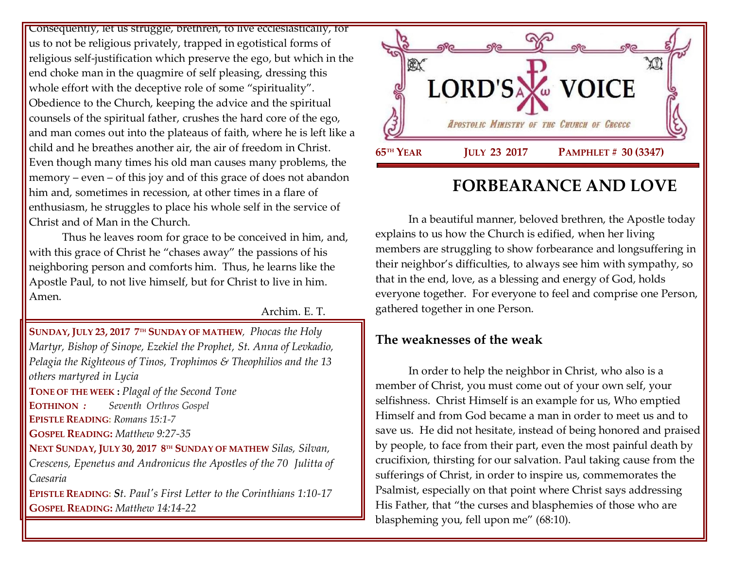Consequently, let us struggle, brethren, to live ecclesiastically, for us to not be religious privately, trapped in egotistical forms of religious self-justification which preserve the ego, but which in the end choke man in the quagmire of self pleasing, dressing this whole effort with the deceptive role of some "spirituality". Obedience to the Church, keeping the advice and the spiritual counsels of the spiritual father, crushes the hard core of the ego, and man comes out into the plateaus of faith, where he is left like a child and he breathes another air, the air of freedom in Christ. Even though many times his old man causes many problems, the memory – even – of this joy and of this grace of does not abandon him and, sometimes in recession, at other times in a flare of enthusiasm, he struggles to place his whole self in the service of Christ and of Man in the Church.

Thus he leaves room for grace to be conceived in him, and, with this grace of Christ he "chases away" the passions of his neighboring person and comforts him. Thus, he learns like the Apostle Paul, to not live himself, but for Christ to live in him. Amen.

Archim. E. T.

**SUNDAY, JULY 23, 2017 7TH SUNDAY OF MATHEW**, *Phocas the Holy Martyr, Bishop of Sinope, Ezekiel the Prophet, St. Anna of Levkadio, Pelagia the Righteous of Tinos, Trophimos & Theophilios and the 13 others martyred in Lycia*

**TONE OF THE WEEK :** *Plagal of the Second Tone*

**EOTHINON :** *Seventh Orthros Gospel*

**EPISTLE READING:** *Romans 15:1-7*

**GOSPEL READING:** *Matthew 9:27-35*

**NEXT SUNDAY, JULY 30, 2017 8TH SUNDAY OF MATHEW** *Silas, Silvan, Crescens, Epenetus and Andronicus the Apostles of the 70 Julitta of Caesaria*

**EPISTLE READING:** *St. Paul's First Letter to the Corinthians 1:10-17*

**GOSPEL READING:** *Matthew 14:14-22*

# LORD'S VOICE

*Apostolic Ministry of the Church of Greece*

**65TH YEAR** **JULY 23 2017** **PAMPHLET # 30 (3347)**

## FORBEARANCE AND LOVE

In a beautiful manner, beloved brethren, the Apostle today explains to us how the Church is edified, when her living members are struggling to show forbearance and longsuffering in their neighbor's difficulties, to always see him with sympathy, so that in the end, love, as a blessing and energy of God, holds everyone together. For everyone to feel and comprise one Person, gathered together in one Person.

### The weaknesses of the weak

In order to help the neighbor in Christ, who also is a member of Christ, you must come out of your own self, your selfishness. Christ Himself is an example for us, Who emptied Himself and from God became a man in order to meet us and to save us. He did not hesitate, instead of being honored and praised by people, to face from their part, even the most painful death by crucifixion, thirsting for our salvation. Paul taking cause from the sufferings of Christ, in order to inspire us, commemorates the Psalmist, especially on that point where Christ says addressing His Father, that "the curses and blasphemies of those who are blaspheming you, fell upon me" (68:10).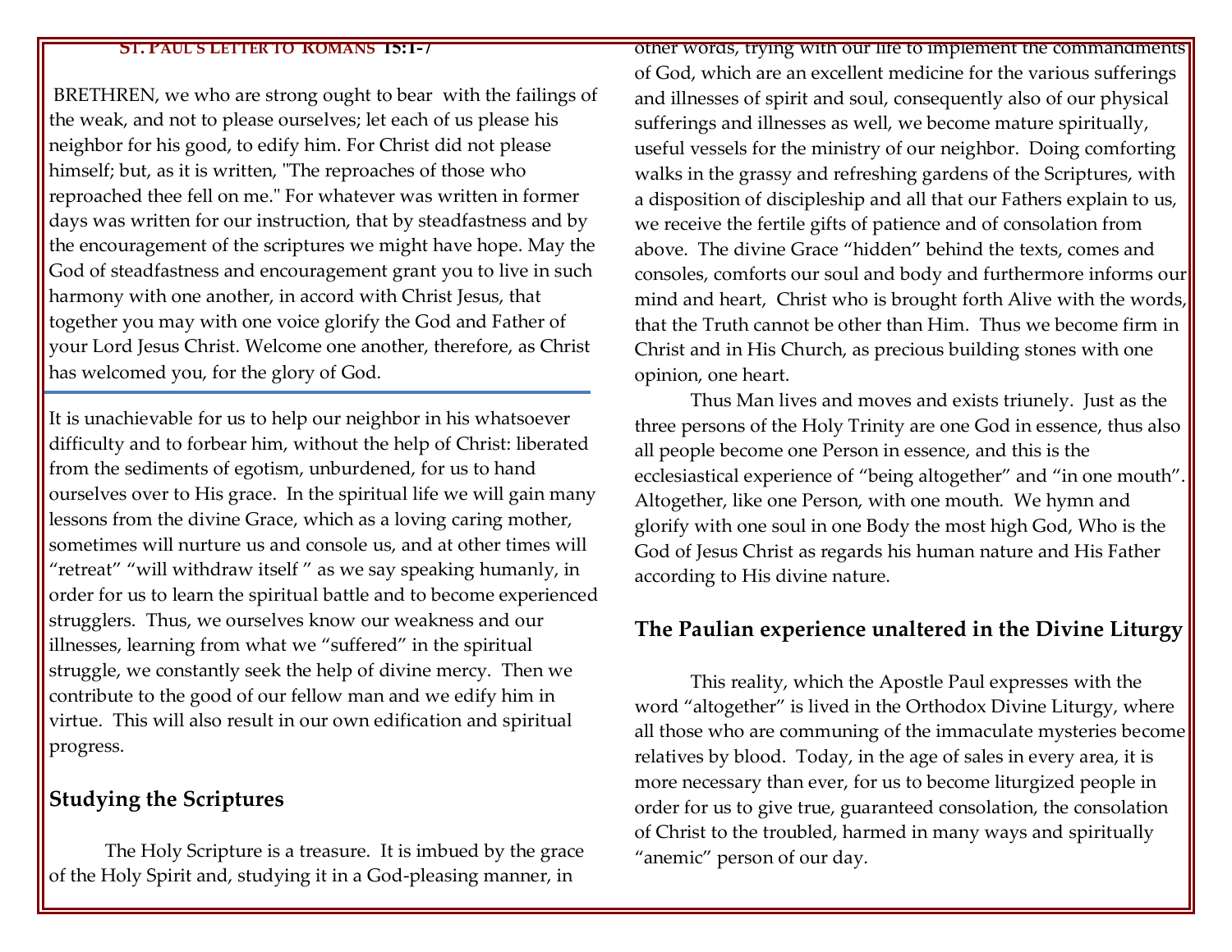**ST. PAUL'S LETTER TO ROMANS 15:1-7**

BRETHREN, we who are strong ought to bear with the failings of the weak, and not to please ourselves; let each of us please his neighbor for his good, to edify him. For Christ did not please himself; but, as it is written, "The reproaches of those who reproached thee fell on me." For whatever was written in former days was written for our instruction, that by steadfastness and by the encouragement of the scriptures we might have hope. May the God of steadfastness and encouragement grant you to live in such harmony with one another, in accord with Christ Jesus, that together you may with one voice glorify the God and Father of your Lord Jesus Christ. Welcome one another, therefore, as Christ has welcomed you, for the glory of God.

---

It is unachievable for us to help our neighbor in his whatsoever difficulty and to forbear him, without the help of Christ: liberated from the sediments of egotism, unburdened, for us to hand ourselves over to His grace. In the spiritual life we will gain many lessons from the divine Grace, which as a loving caring mother, sometimes will nurture us and console us, and at other times will "retreat" "will withdraw itself " as we say speaking humanly, in order for us to learn the spiritual battle and to become experienced strugglers. Thus, we ourselves know our weakness and our illnesses, learning from what we "suffered" in the spiritual struggle, we constantly seek the help of divine mercy. Then we contribute to the good of our fellow man and we edify him in virtue. This will also result in our own edification and spiritual progress.

## Studying the Scriptures

The Holy Scripture is a treasure. It is imbued by the grace of the Holy Spirit and, studying it in a God-pleasing manner, in other words, trying with our life to implement the commandments of God, which are an excellent medicine for the various sufferings and illnesses of spirit and soul, consequently also of our physical sufferings and illnesses as well, we become mature spiritually, useful vessels for the ministry of our neighbor. Doing comforting walks in the grassy and refreshing gardens of the Scriptures, with a disposition of discipleship and all that our Fathers explain to us, we receive the fertile gifts of patience and of consolation from above. The divine Grace "hidden" behind the texts, comes and consoles, comforts our soul and body and furthermore informs our mind and heart, Christ who is brought forth Alive with the words, that the Truth cannot be other than Him. Thus we become firm in Christ and in His Church, as precious building stones with one opinion, one heart.

Thus Man lives and moves and exists triunely. Just as the three persons of the Holy Trinity are one God in essence, thus also all people become one Person in essence, and this is the ecclesiastical experience of "being altogether" and "in one mouth". Altogether, like one Person, with one mouth. We hymn and glorify with one soul in one Body the most high God, Who is the God of Jesus Christ as regards his human nature and His Father according to His divine nature.

## The Paulian experience unaltered in the Divine Liturgy

This reality, which the Apostle Paul expresses with the word "altogether" is lived in the Orthodox Divine Liturgy, where all those who are communing of the immaculate mysteries become relatives by blood. Today, in the age of sales in every area, it is more necessary than ever, for us to become liturgized people in order for us to give true, guaranteed consolation, the consolation of Christ to the troubled, harmed in many ways and spiritually "anemic" person of our day.